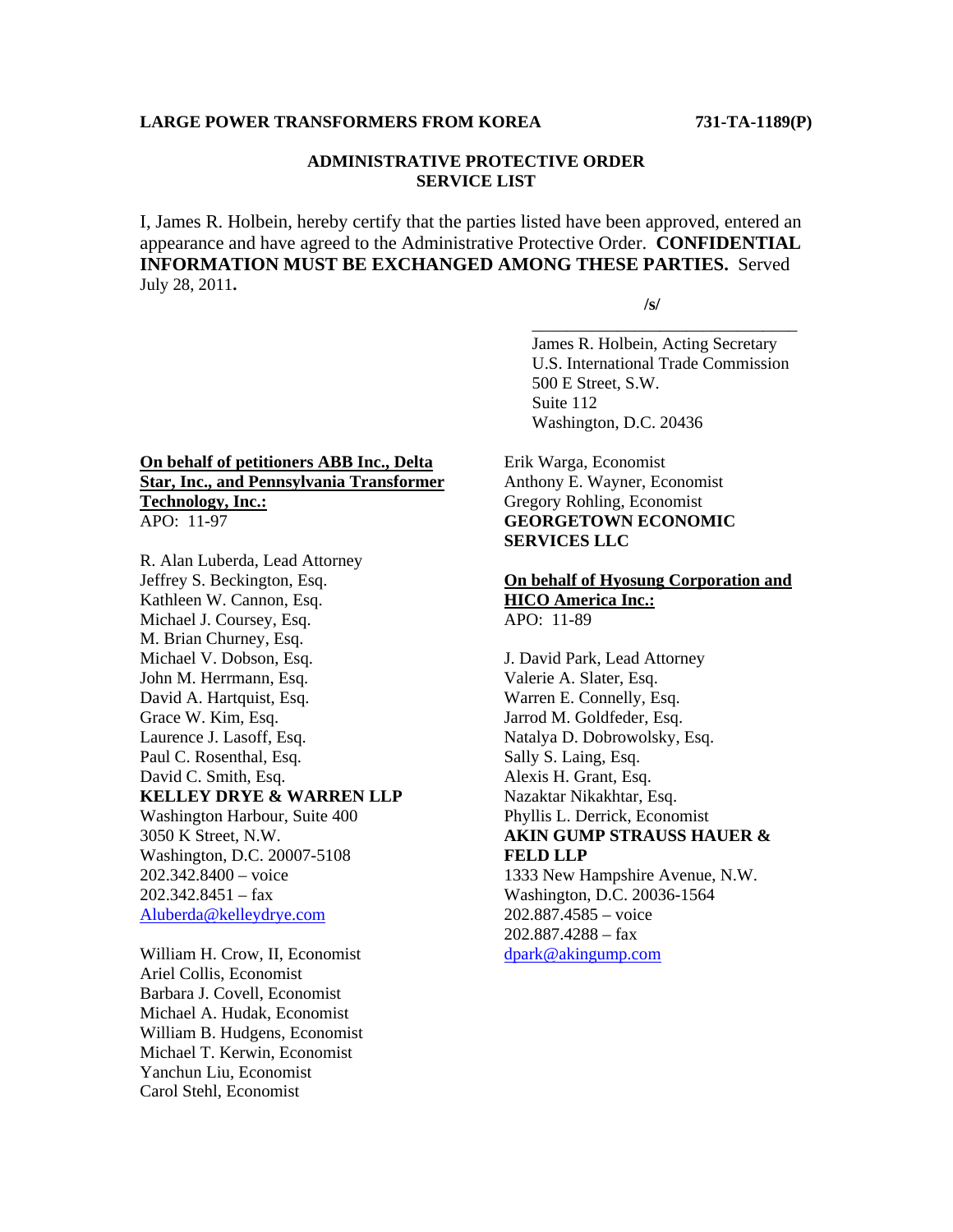**LARGE POWER TRANSFORMERS FROM KOREA** **731-TA-1189(P)**

**ADMINISTRATIVE PROTECTIVE ORDER SERVICE LIST**

I, James R. Holbein, hereby certify that the parties listed have been approved, entered an appearance and have agreed to the Administrative Protective Order. **CONFIDENTIAL INFORMATION MUST BE EXCHANGED AMONG THESE PARTIES.** Served July 28, 2011**.**

**/s/**

James R. Holbein, Acting Secretary
U.S. International Trade Commission
500 E Street, S.W.
Suite 112
Washington, D.C. 20436

**On behalf of petitioners ABB Inc., Delta Star, Inc., and Pennsylvania Transformer Technology, Inc.:**
APO: 11-97

R. Alan Luberda, Lead Attorney
Jeffrey S. Beckington, Esq.
Kathleen W. Cannon, Esq.
Michael J. Coursey, Esq.
M. Brian Churney, Esq.
Michael V. Dobson, Esq.
John M. Herrmann, Esq.
David A. Hartquist, Esq.
Grace W. Kim, Esq.
Laurence J. Lasoff, Esq.
Paul C. Rosenthal, Esq.
David C. Smith, Esq.
**KELLEY DRYE & WARREN LLP**
Washington Harbour, Suite 400
3050 K Street, N.W.
Washington, D.C. 20007-5108
202.342.8400 – voice
202.342.8451 – fax
Aluberda@kelleydrye.com

William H. Crow, II, Economist
Ariel Collis, Economist
Barbara J. Covell, Economist
Michael A. Hudak, Economist
William B. Hudgens, Economist
Michael T. Kerwin, Economist
Yanchun Liu, Economist
Carol Stehl, Economist
Erik Warga, Economist
Anthony E. Wayner, Economist
Gregory Rohling, Economist
**GEORGETOWN ECONOMIC SERVICES LLC**

**On behalf of Hyosung Corporation and HICO America Inc.:**
APO: 11-89

J. David Park, Lead Attorney
Valerie A. Slater, Esq.
Warren E. Connelly, Esq.
Jarrod M. Goldfeder, Esq.
Natalya D. Dobrowolsky, Esq.
Sally S. Laing, Esq.
Alexis H. Grant, Esq.
Nazaktar Nikakhtar, Esq.
Phyllis L. Derrick, Economist
**AKIN GUMP STRAUSS HAUER & FELD LLP**
1333 New Hampshire Avenue, N.W.
Washington, D.C. 20036-1564
202.887.4585 – voice
202.887.4288 – fax
dpark@akingump.com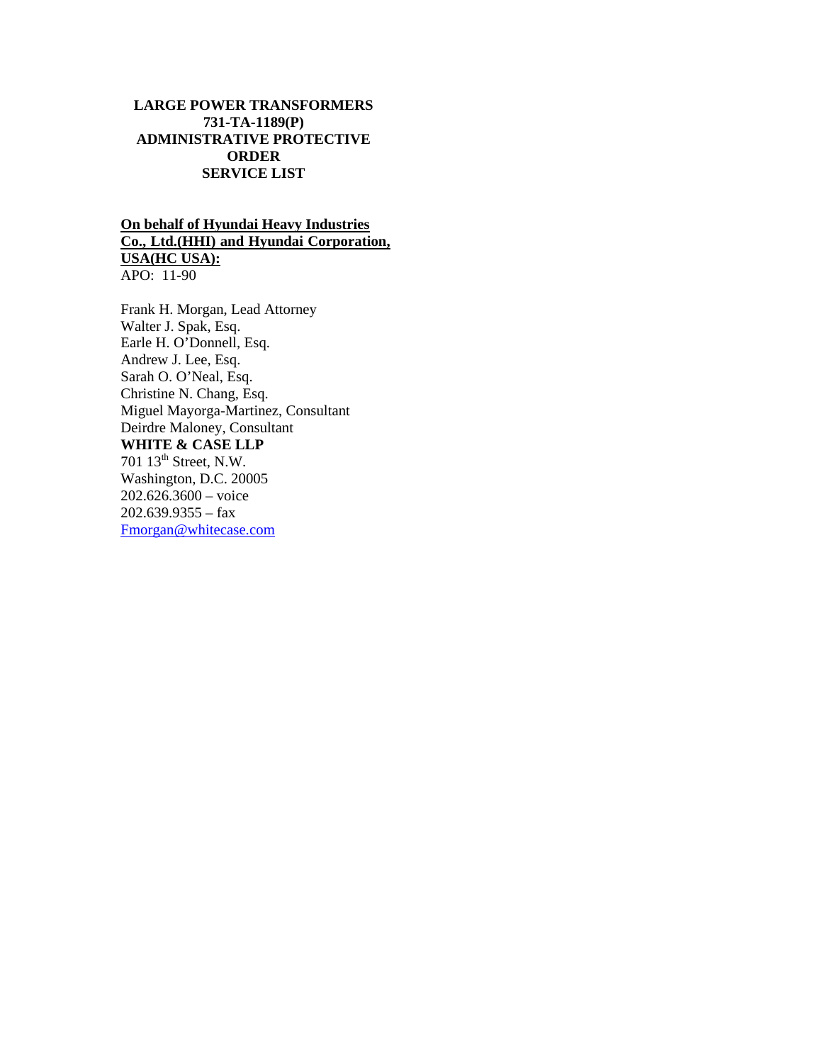**LARGE POWER TRANSFORMERS**
**731-TA-1189(P)**
**ADMINISTRATIVE PROTECTIVE ORDER**
**SERVICE LIST**

**On behalf of Hyundai Heavy Industries Co., Ltd.(HHI) and Hyundai Corporation, USA(HC USA):**
APO: 11-90

Frank H. Morgan, Lead Attorney
Walter J. Spak, Esq.
Earle H. O'Donnell, Esq.
Andrew J. Lee, Esq.
Sarah O. O'Neal, Esq.
Christine N. Chang, Esq.
Miguel Mayorga-Martinez, Consultant
Deirdre Maloney, Consultant
**WHITE & CASE LLP**
701 13th Street, N.W.
Washington, D.C. 20005
202.626.3600 – voice
202.639.9355 – fax
Fmorgan@whitecase.com